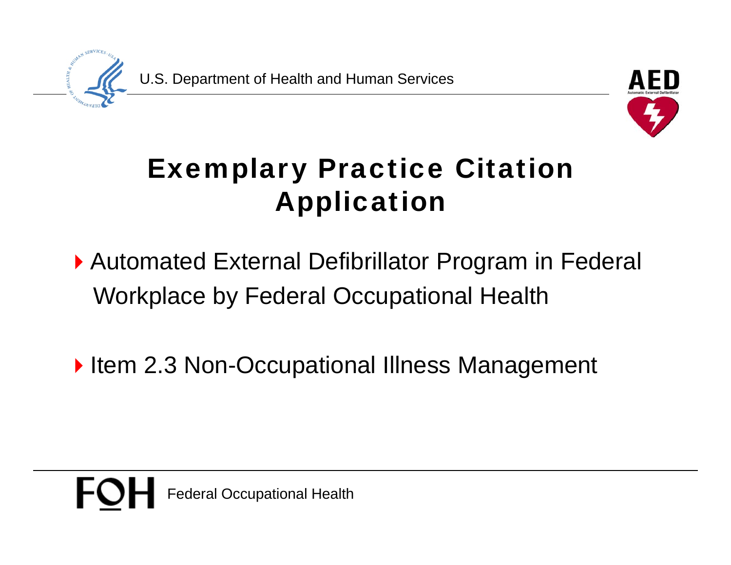U.S. Department of Health and Human Services

# Exemplary Practice Citation Application

- Automated External Defibrillator Program in Federal Workplace by Federal Occupational Health
- Item 2.3 Non-Occupational Illness Management

FOH Federal Occupational Health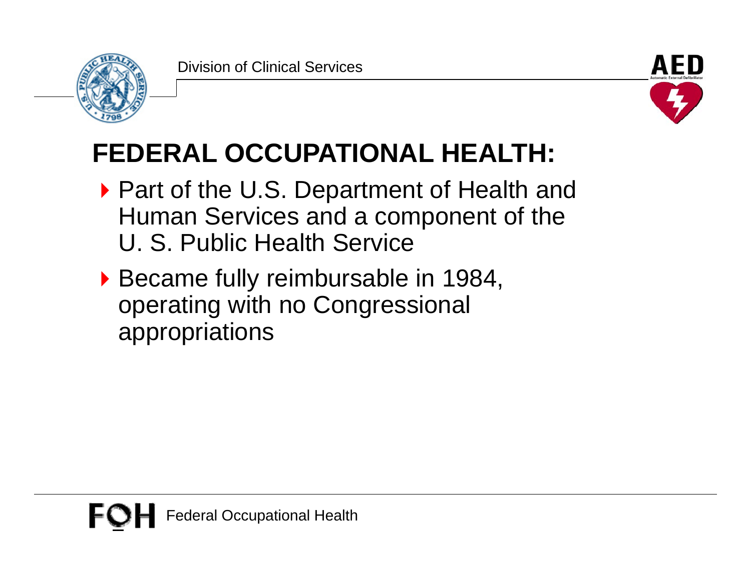# FEDERAL OCCUPATIONAL HEALTH:

- Part of the U.S. Department of Health and Human Services and a component of the U. S. Public Health Service
- Became fully reimbursable in 1984, operating with no Congressional appropriations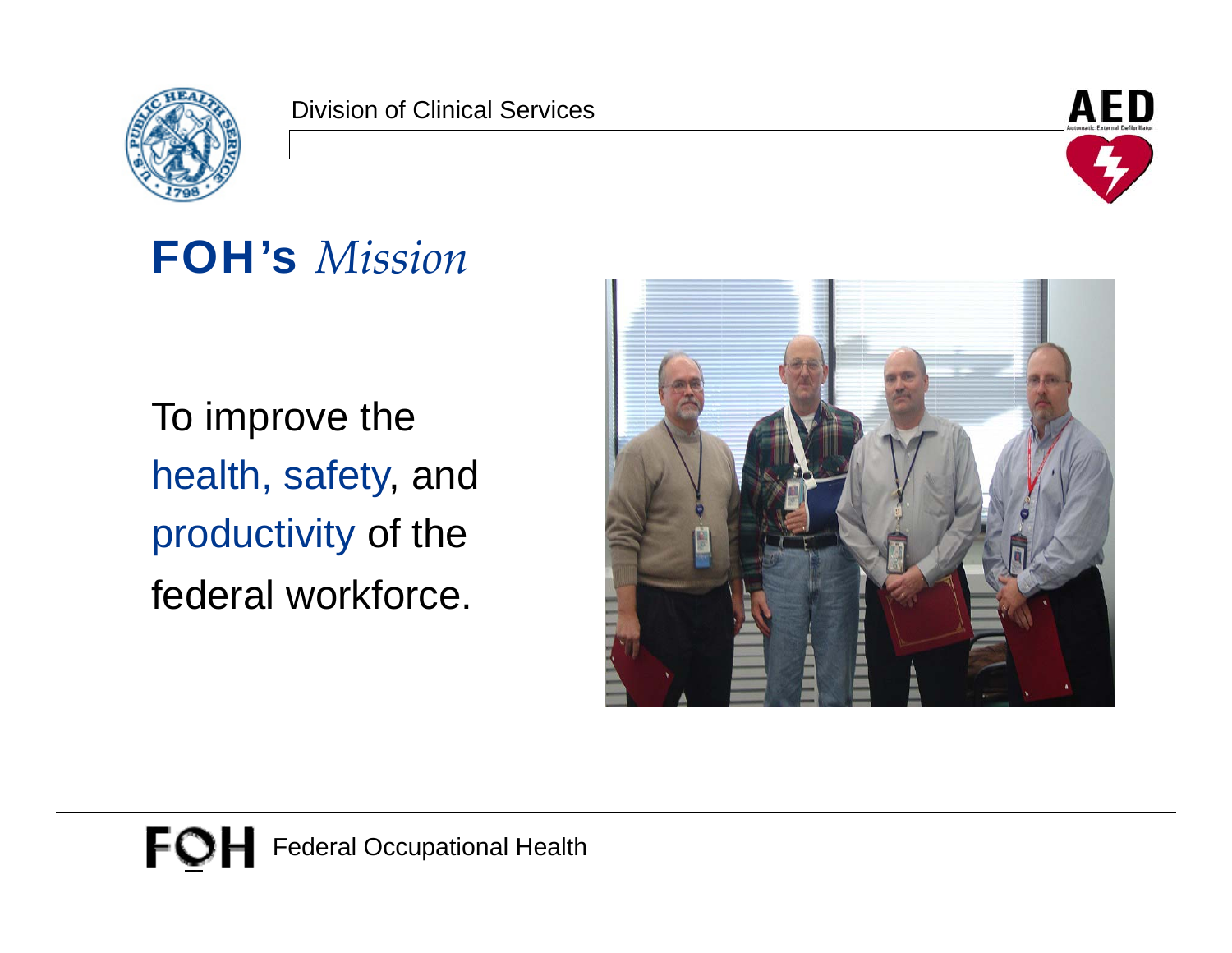Division of Clinical Services

# FOH's *Mission*

To improve the health, safety, and productivity of the federal workforce.

Federal Occupational Health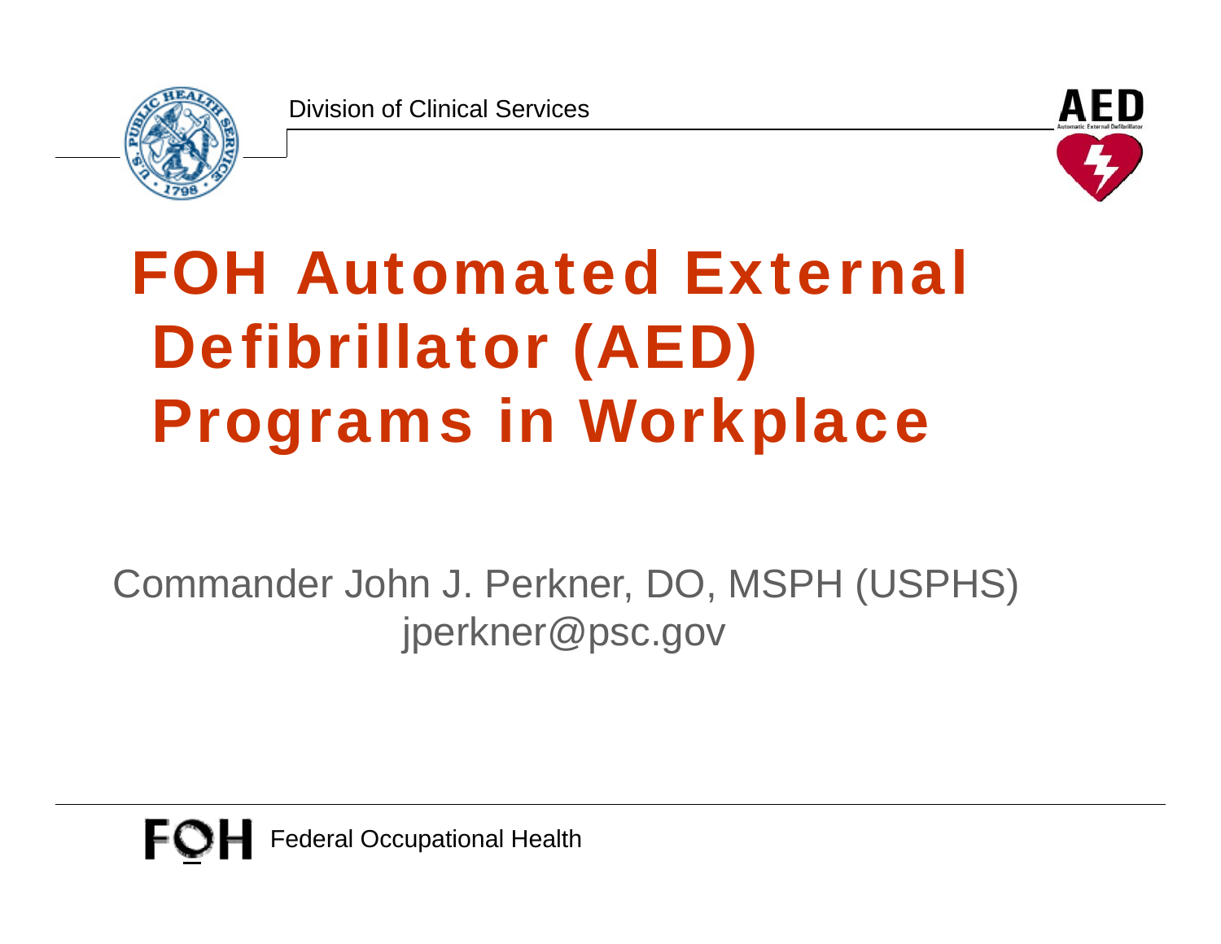Division of Clinical Services

# FOH Automated External Defibrillator (AED) Programs in Workplace

Commander John J. Perkner, DO, MSPH (USPHS)
jperkner@psc.gov

Federal Occupational Health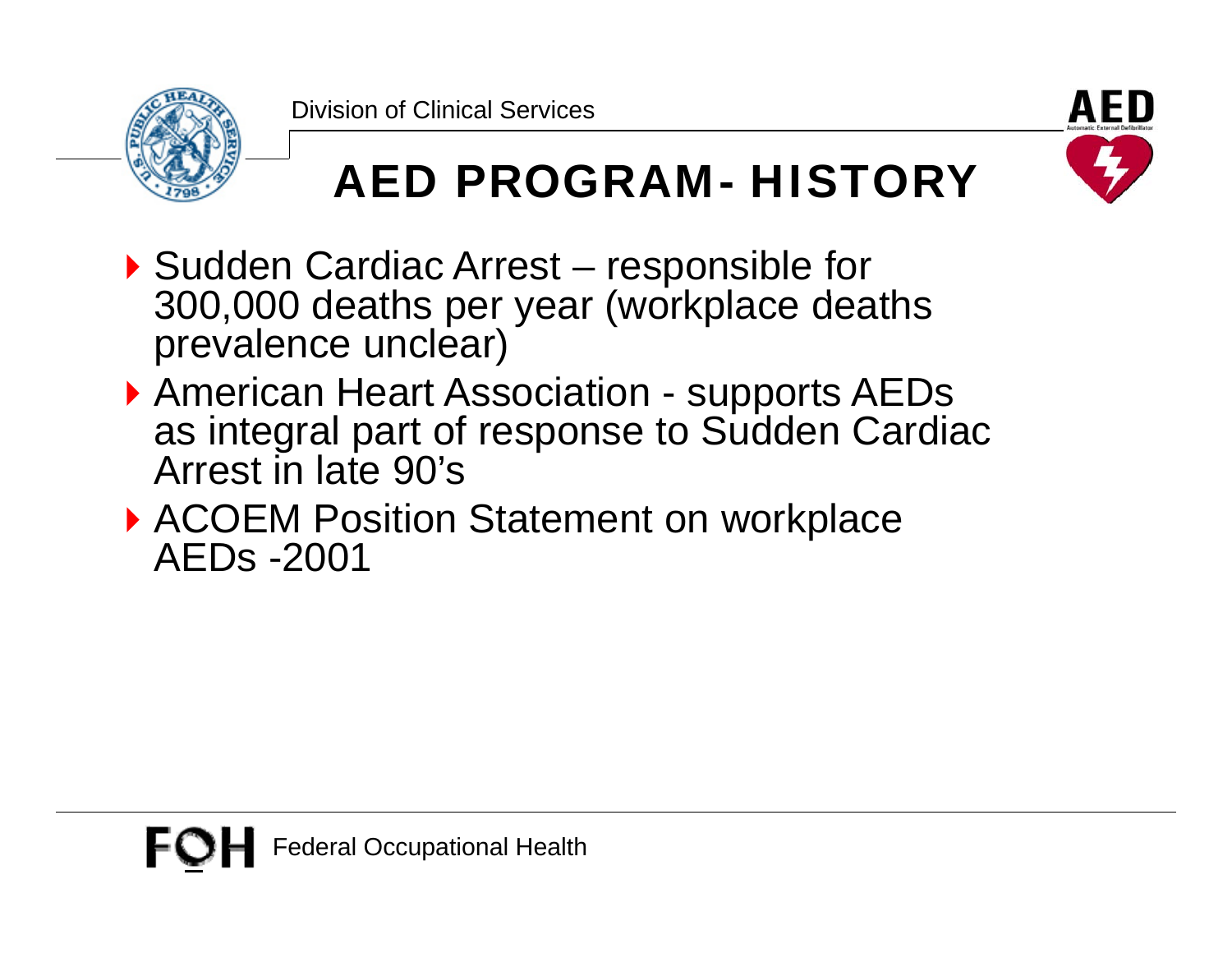# AED PROGRAM- HISTORY

- Sudden Cardiac Arrest – responsible for 300,000 deaths per year (workplace deaths prevalence unclear)
- American Heart Association - supports AEDs as integral part of response to Sudden Cardiac Arrest in late 90's
- ACOEM Position Statement on workplace AEDs -2001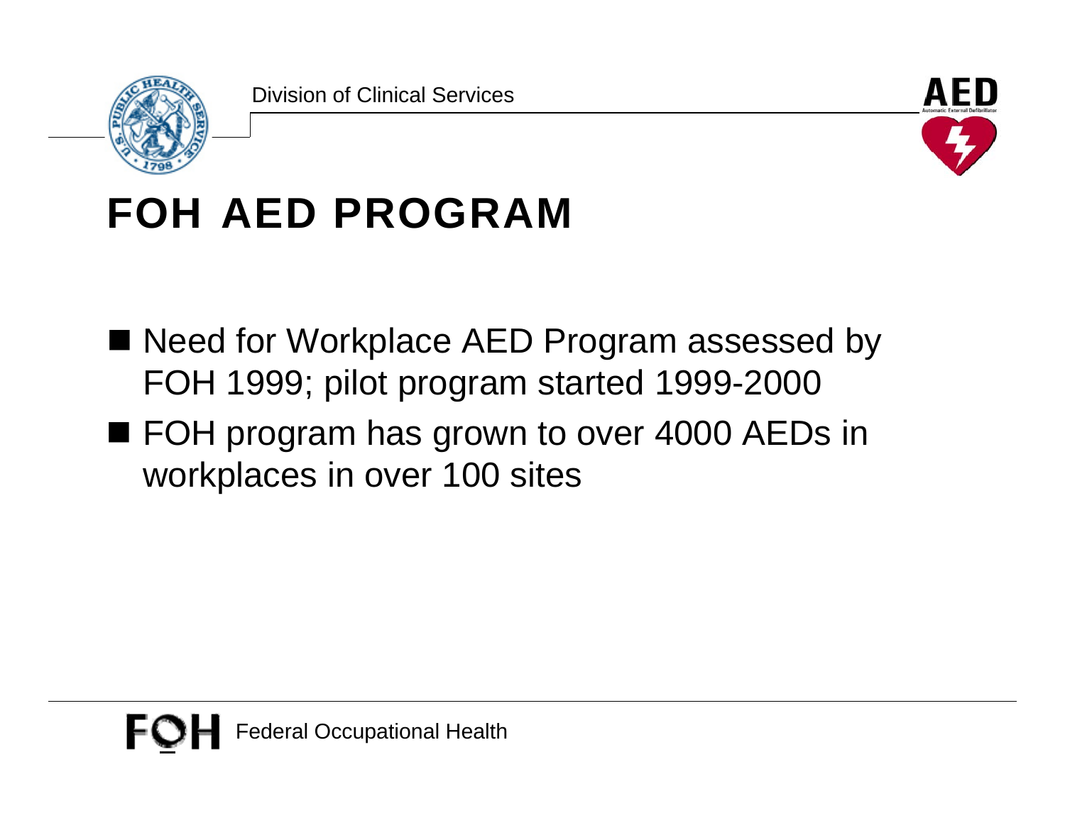# FOH AED PROGRAM

- Need for Workplace AED Program assessed by FOH 1999; pilot program started 1999-2000
- FOH program has grown to over 4000 AEDs in workplaces in over 100 sites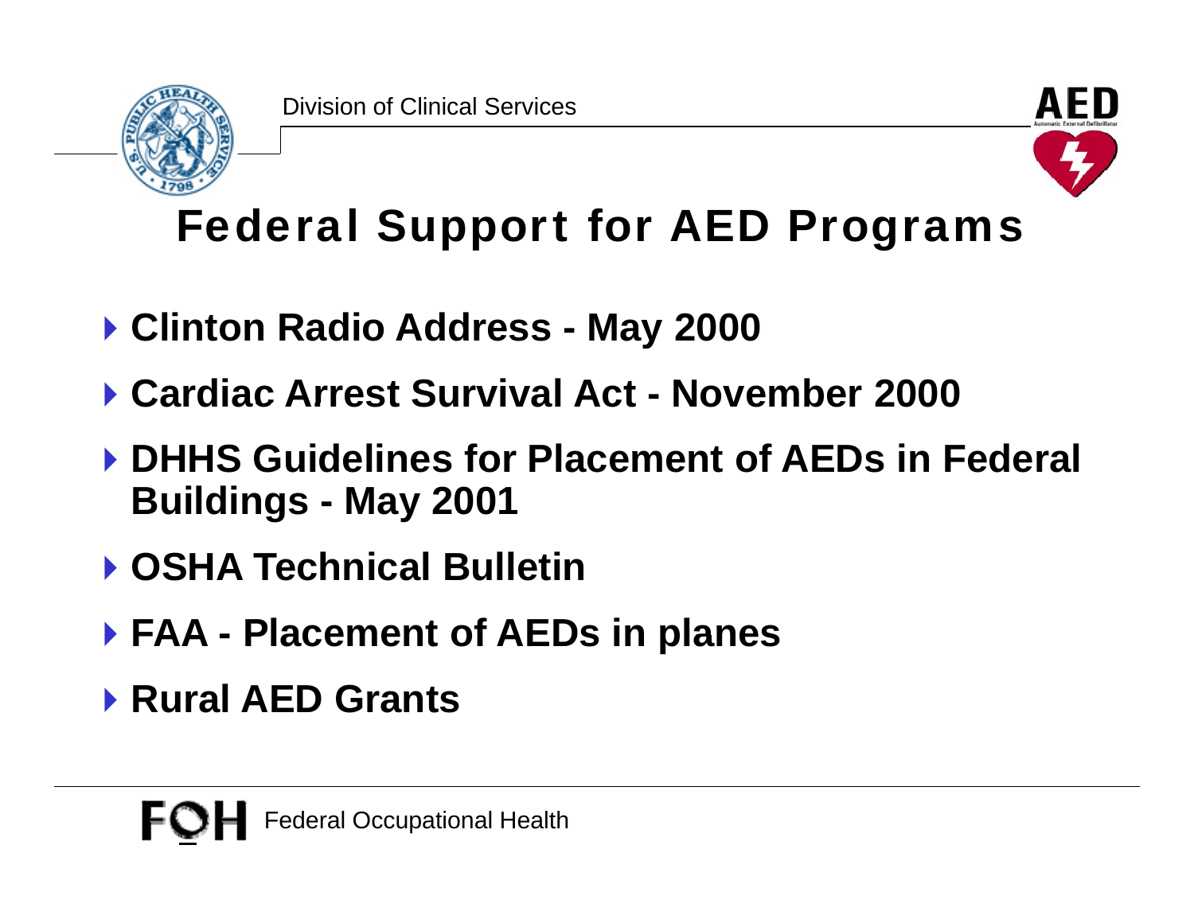# Federal Support for AED Programs

- **Clinton Radio Address - May 2000**
- **Cardiac Arrest Survival Act - November 2000**
- **DHHS Guidelines for Placement of AEDs in Federal Buildings - May 2001**
- **OSHA Technical Bulletin**
- **FAA - Placement of AEDs in planes**
- **Rural AED Grants**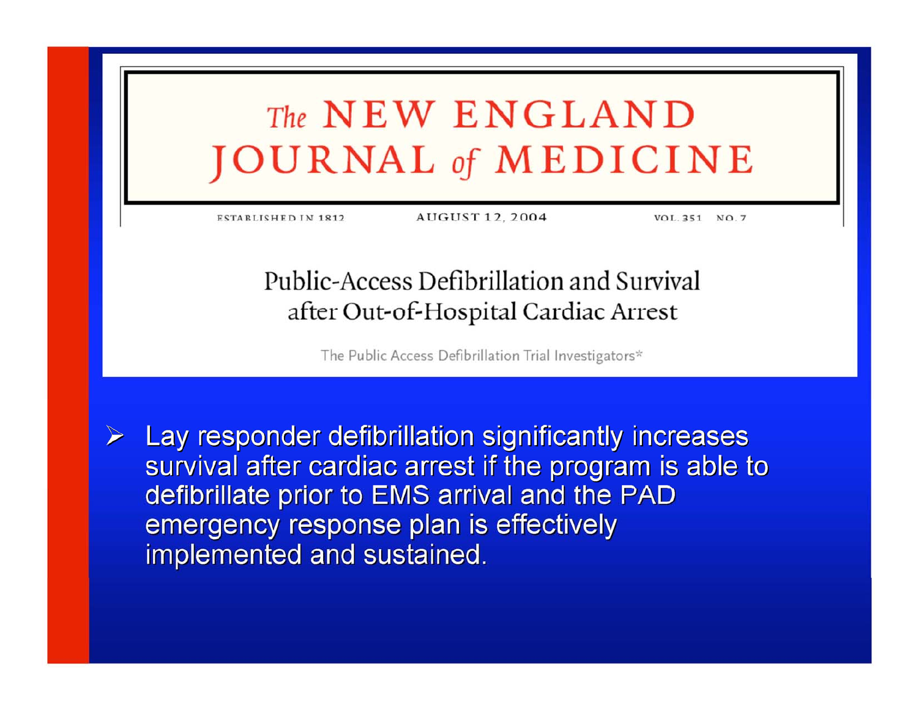# The NEW ENGLAND JOURNAL of MEDICINE

ESTABLISHED IN 1812 AUGUST 12, 2004 VOL. 351 NO. 7

## Public-Access Defibrillation and Survival after Out-of-Hospital Cardiac Arrest

The Public Access Defibrillation Trial Investigators*

- Lay responder defibrillation significantly increases survival after cardiac arrest if the program is able to defibrillate prior to EMS arrival and the PAD emergency response plan is effectively implemented and sustained.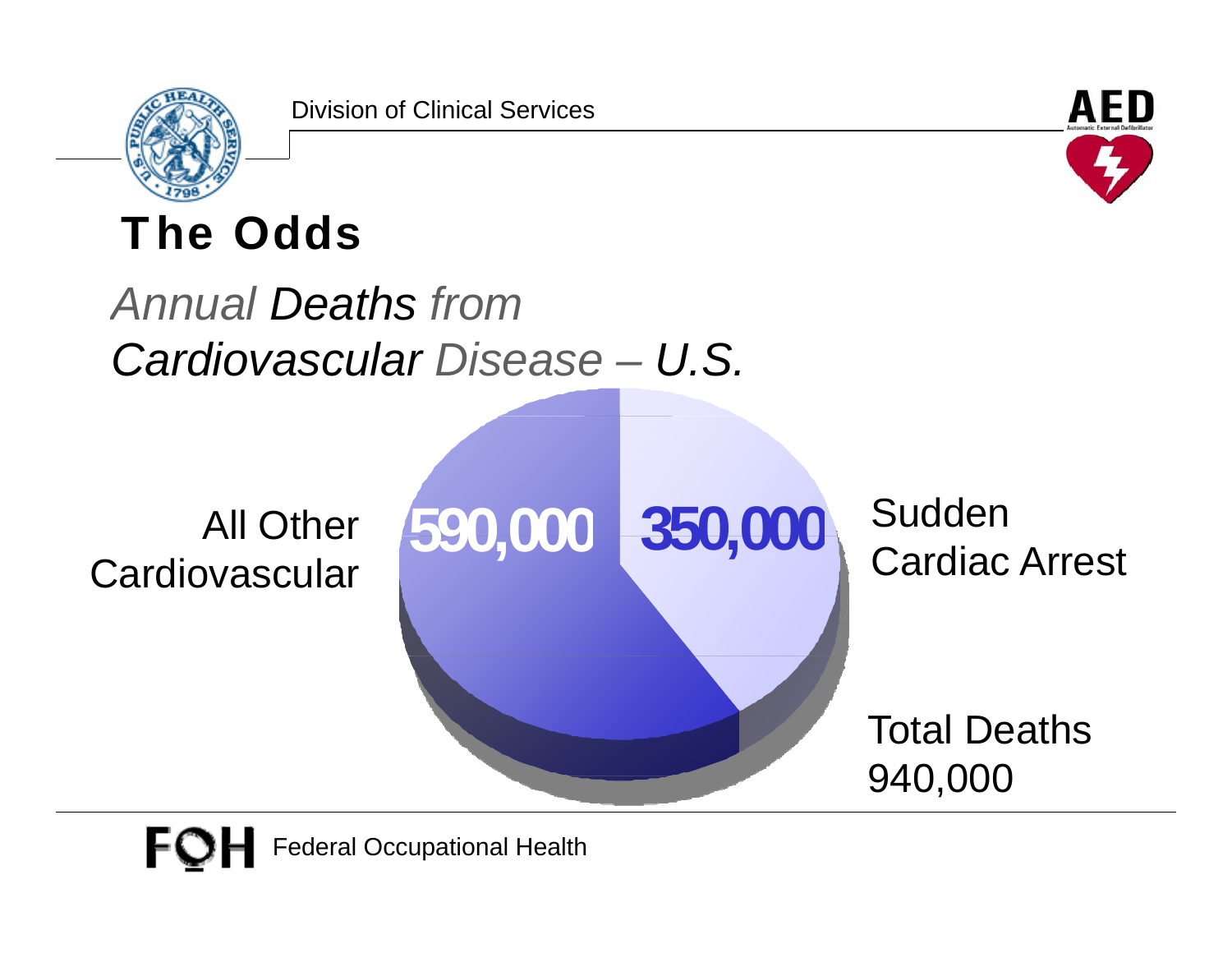# The Odds

## *Annual Deaths from Cardiovascular Disease – U.S.*

All Other Cardiovascular **590,000**

Sudden Cardiac Arrest **350,000**

Total Deaths 940,000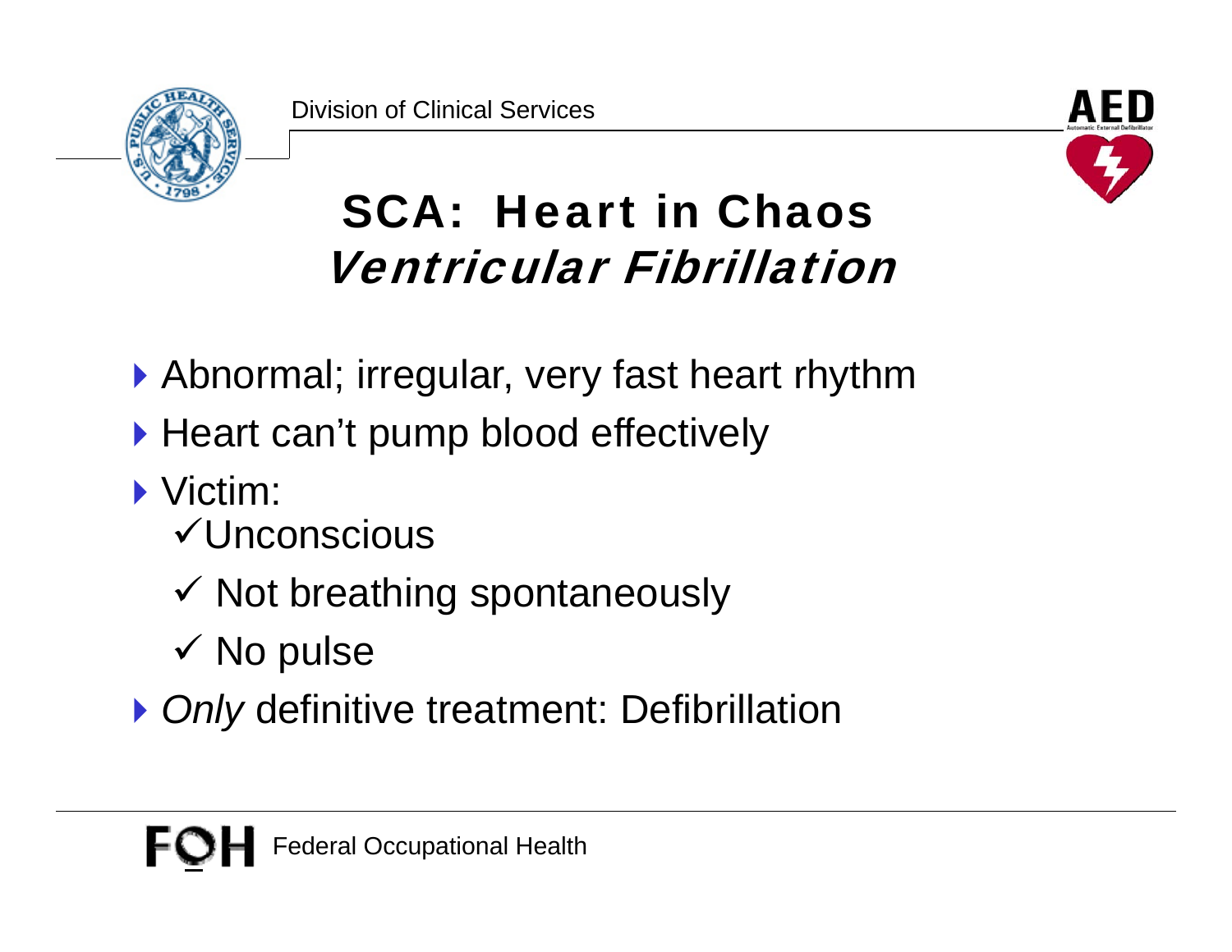# SCA: Heart in Chaos

## *Ventricular Fibrillation*

- Abnormal; irregular, very fast heart rhythm
- Heart can't pump blood effectively
- Victim:
  - ✓ Unconscious
  - ✓ Not breathing spontaneously
  - ✓ No pulse
- *Only* definitive treatment: Defibrillation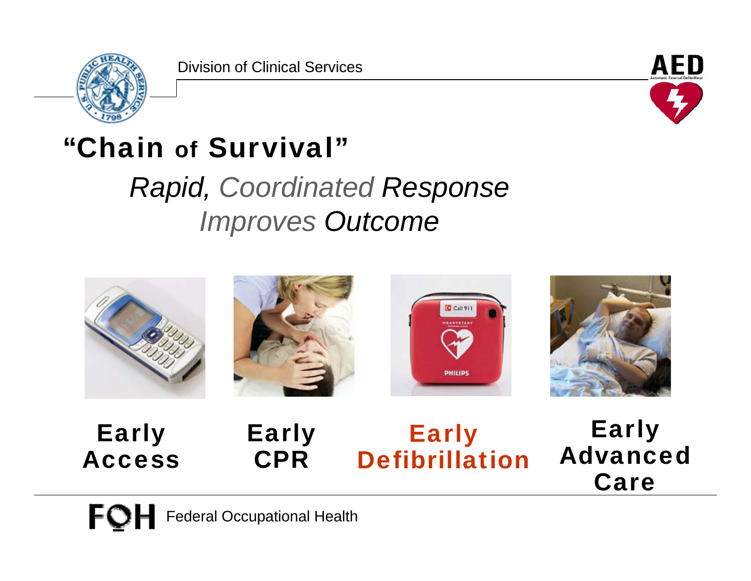# "Chain of Survival"

## *Rapid, Coordinated Response Improves Outcome*

**Early Access**

**Early CPR**

**Early Defibrillation**

**Early Advanced Care**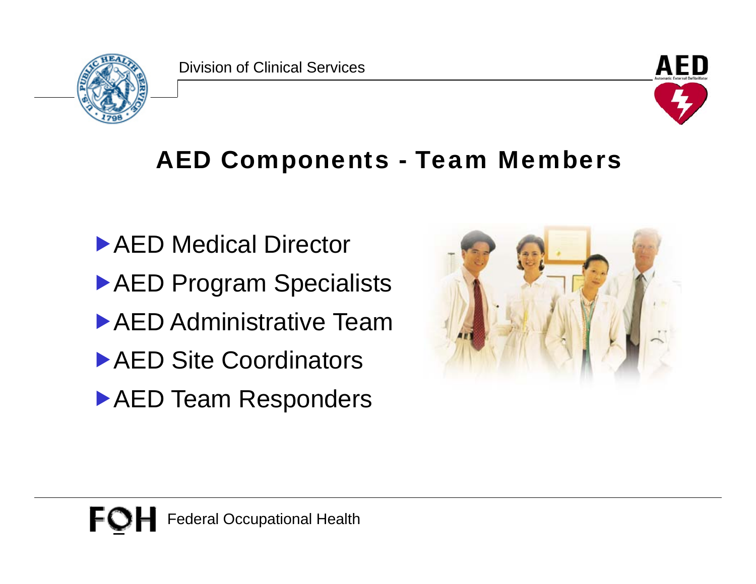## AED Components - Team Members

- AED Medical Director
- AED Program Specialists
- AED Administrative Team
- AED Site Coordinators
- AED Team Responders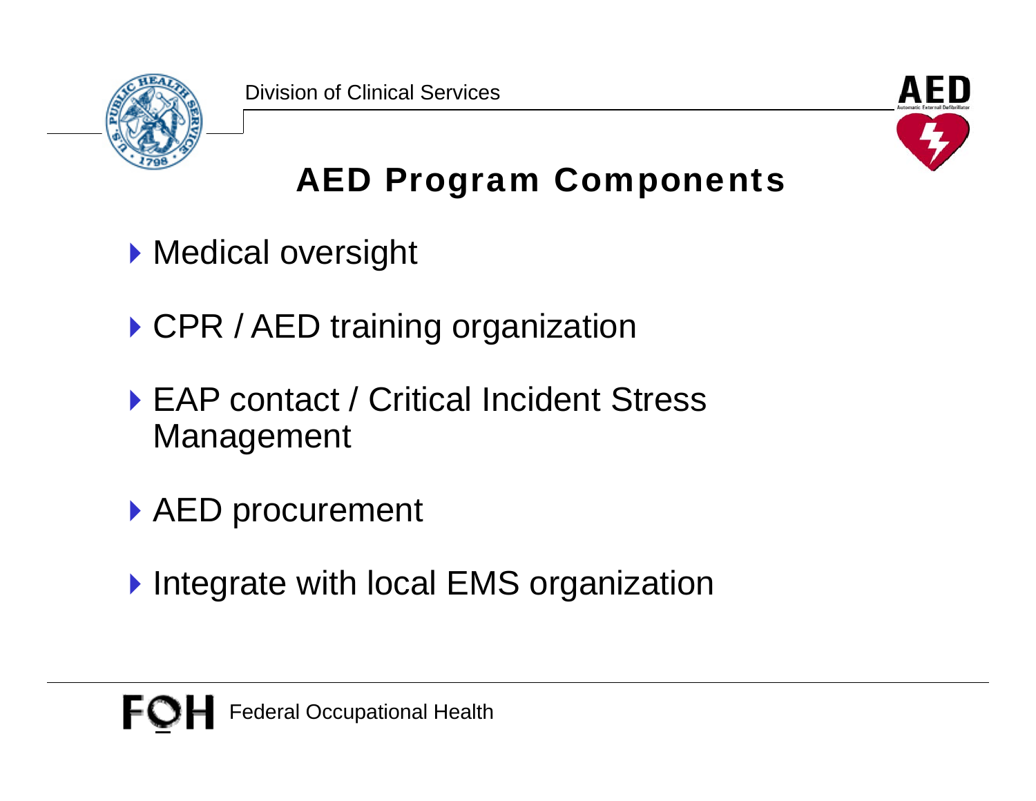# AED Program Components

- Medical oversight
- CPR / AED training organization
- EAP contact / Critical Incident Stress Management
- AED procurement
- Integrate with local EMS organization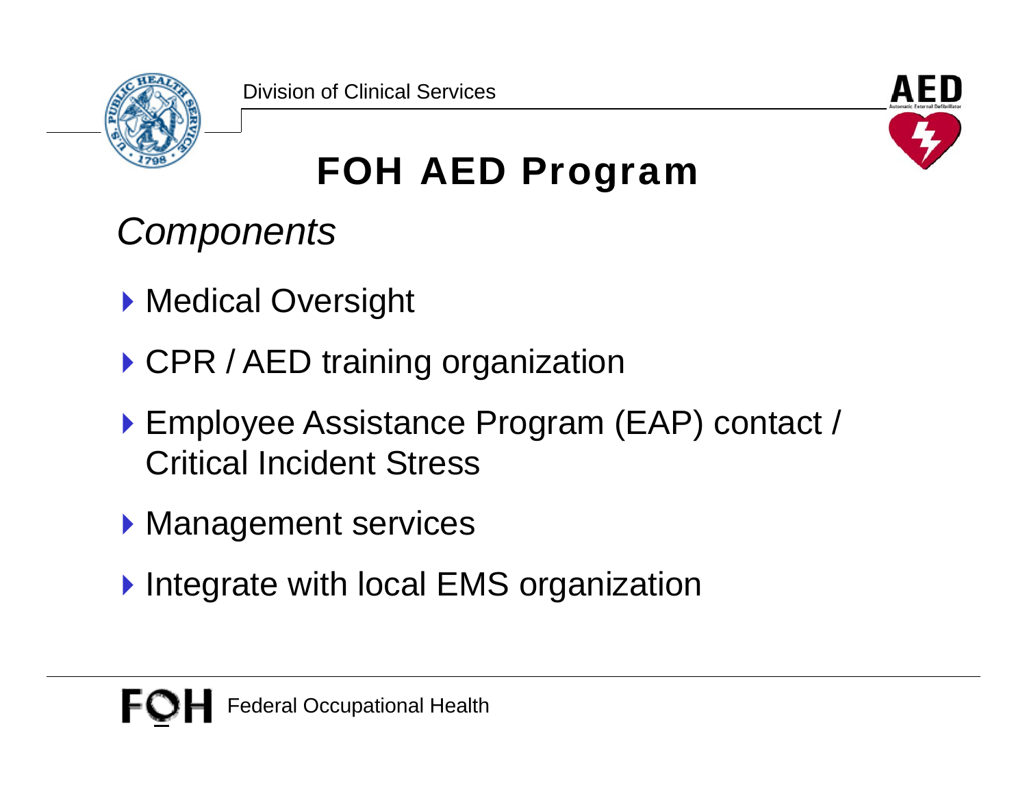# FOH AED Program

*Components*

- Medical Oversight
- CPR / AED training organization
- Employee Assistance Program (EAP) contact / Critical Incident Stress
- Management services
- Integrate with local EMS organization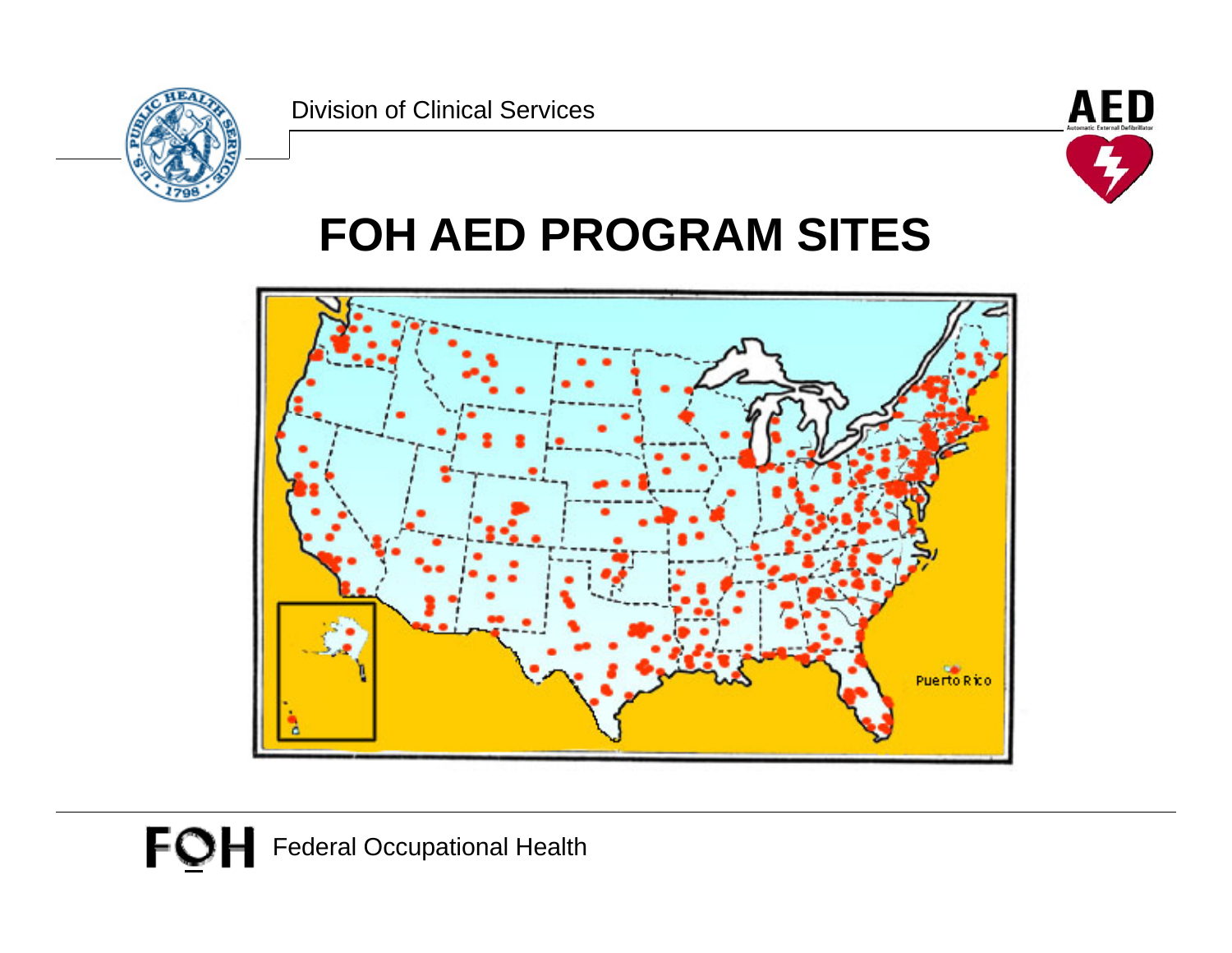# FOH AED PROGRAM SITES

Puerto Rico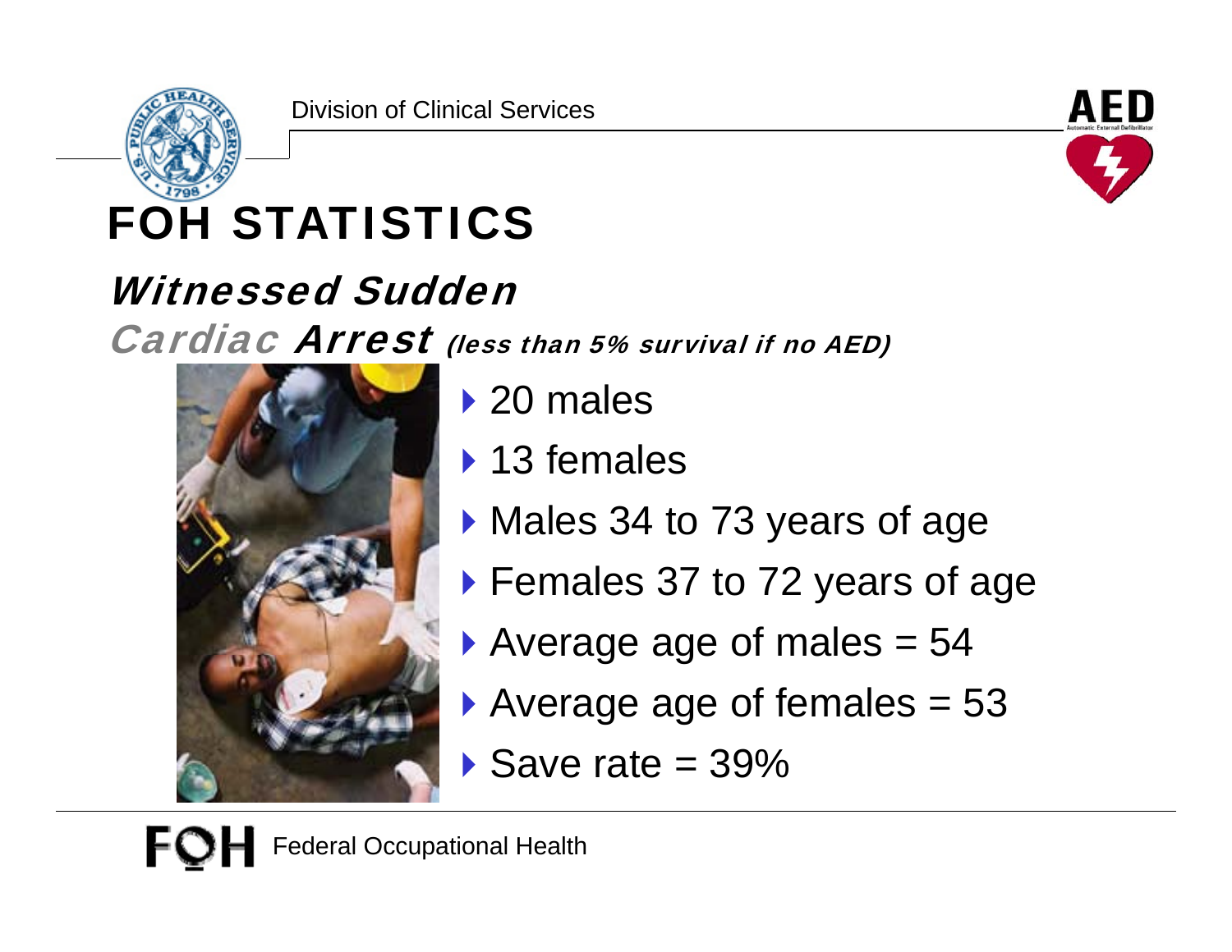# FOH STATISTICS

## *Witnessed Sudden Cardiac Arrest* *(less than 5% survival if no AED)*

- 20 males
- 13 females
- Males 34 to 73 years of age
- Females 37 to 72 years of age
- Average age of males = 54
- Average age of females = 53
- Save rate = 39%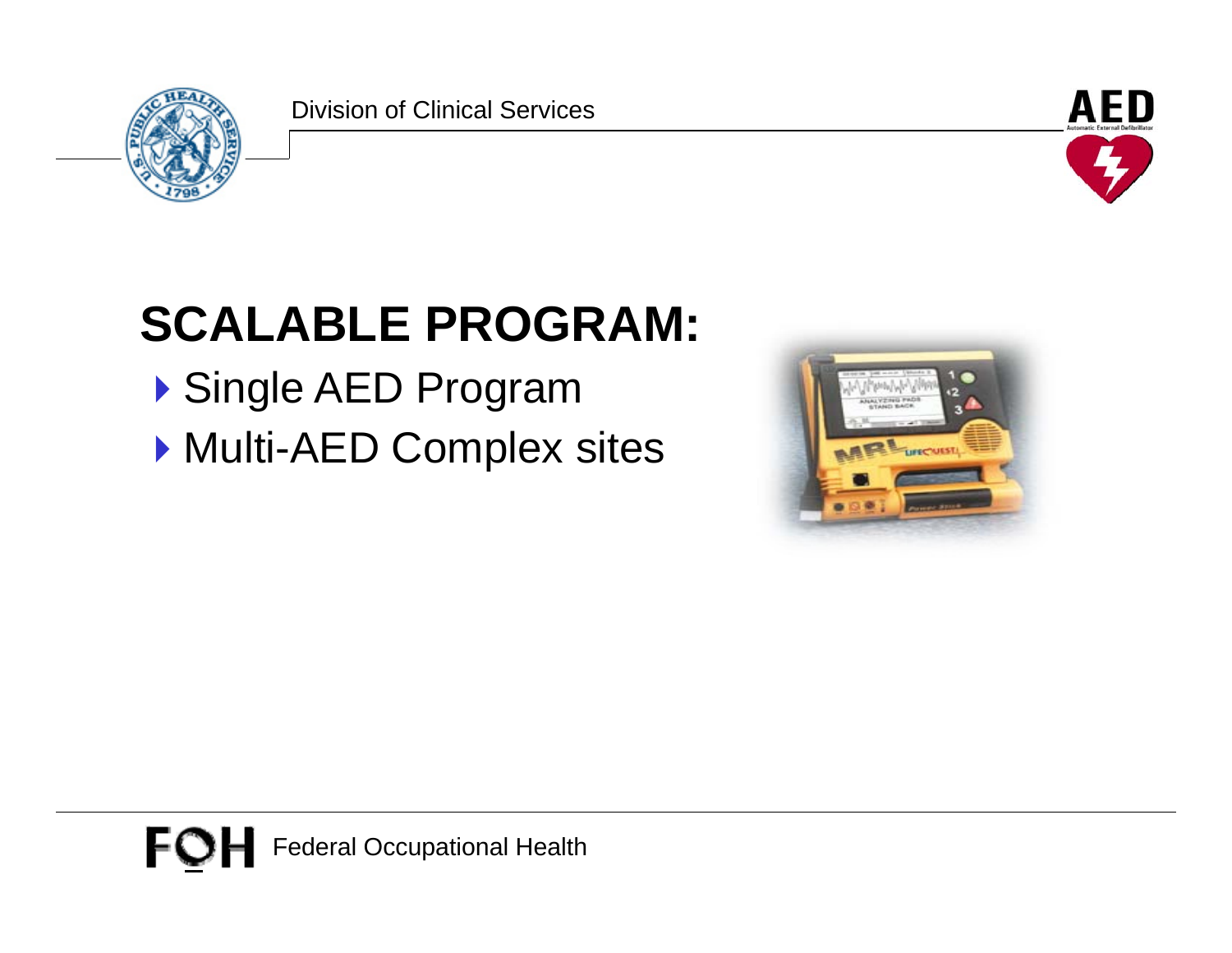# SCALABLE PROGRAM:

- Single AED Program
- Multi-AED Complex sites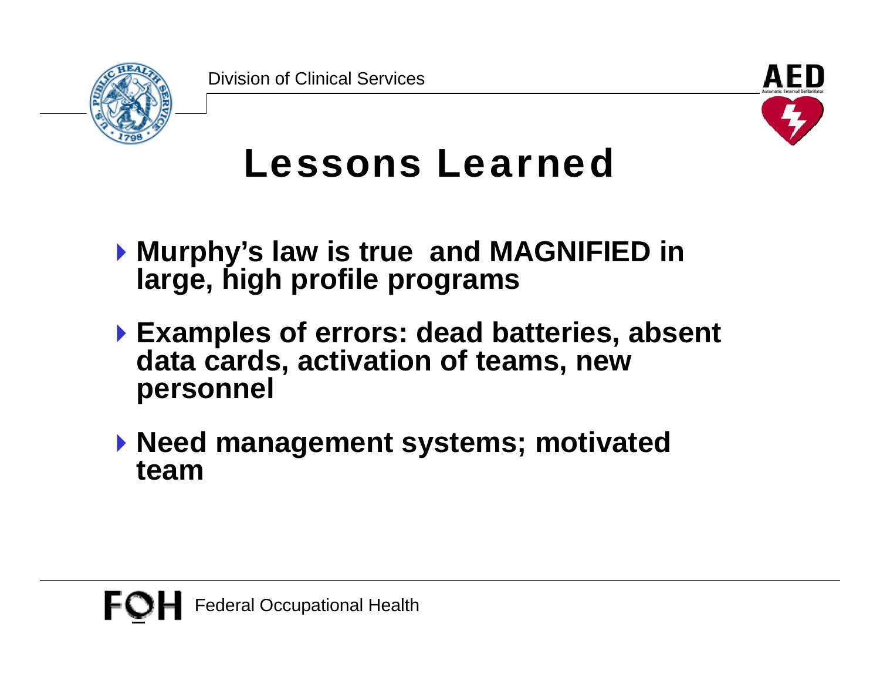# Lessons Learned

- **Murphy's law is true and MAGNIFIED in large, high profile programs**
- **Examples of errors: dead batteries, absent data cards, activation of teams, new personnel**
- **Need management systems; motivated team**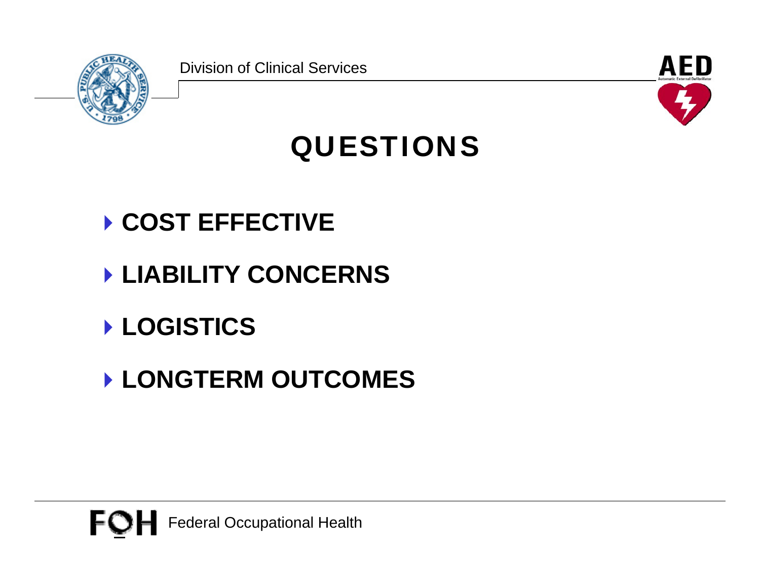# QUESTIONS

- **COST EFFECTIVE**
- **LIABILITY CONCERNS**
- **LOGISTICS**
- **LONGTERM OUTCOMES**